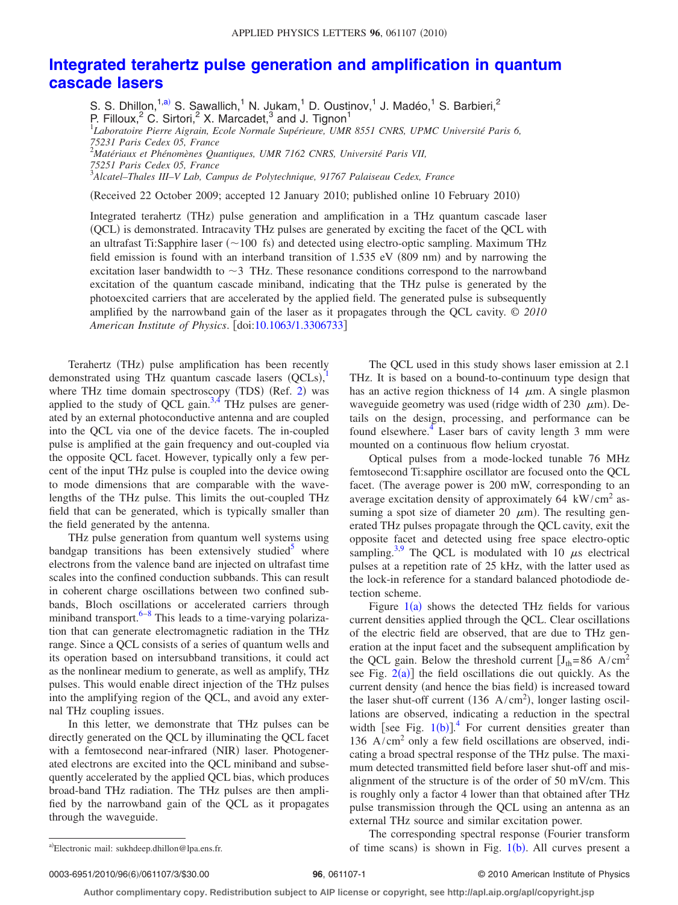# Integrated terahertz pulse generation and amplification in quantum cascade lasers

S. S. Dhillon,[1,a)] S. Sawallich,[1] N. Jukam,[1] D. Oustinov,[1] J. Madéo,[1] S. Barbieri,[2] P. Filloux,[2] C. Sirtori,[2] X. Marcadet,[3] and J. Tignon[1]

[1]*Laboratoire Pierre Aigrain, Ecole Normale Supérieure, UMR 8551 CNRS, UPMC Université Paris 6, 75231 Paris Cedex 05, France*

[2]*Matériaux et Phénomènes Quantiques, UMR 7162 CNRS, Université Paris VII, 75251 Paris Cedex 05, France*

[3]*Alcatel–Thales III–V Lab, Campus de Polytechnique, 91767 Palaiseau Cedex, France*

(Received 22 October 2009; accepted 12 January 2010; published online 10 February 2010)

Integrated terahertz (THz) pulse generation and amplification in a THz quantum cascade laser (QCL) is demonstrated. Intracavity THz pulses are generated by exciting the facet of the QCL with an ultrafast Ti:Sapphire laser (~100 fs) and detected using electro-optic sampling. Maximum THz field emission is found with an interband transition of 1.535 eV (809 nm) and by narrowing the excitation laser bandwidth to ~3 THz. These resonance conditions correspond to the narrowband excitation of the quantum cascade miniband, indicating that the THz pulse is generated by the photoexcited carriers that are accelerated by the applied field. The generated pulse is subsequently amplified by the narrowband gain of the laser as it propagates through the QCL cavity. © *2010 American Institute of Physics*. [doi:10.1063/1.3306733]

Terahertz (THz) pulse amplification has been recently demonstrated using THz quantum cascade lasers (QCLs),[1] where THz time domain spectroscopy (TDS) (Ref. 2) was applied to the study of QCL gain.[3,4] THz pulses are generated by an external photoconductive antenna and are coupled into the QCL via one of the device facets. The in-coupled pulse is amplified at the gain frequency and out-coupled via the opposite QCL facet. However, typically only a few percent of the input THz pulse is coupled into the device owing to mode dimensions that are comparable with the wavelengths of the THz pulse. This limits the out-coupled THz field that can be generated, which is typically smaller than the field generated by the antenna.

THz pulse generation from quantum well systems using bandgap transitions has been extensively studied[5] where electrons from the valence band are injected on ultrafast time scales into the confined conduction subbands. This can result in coherent charge oscillations between two confined subbands, Bloch oscillations or accelerated carriers through miniband transport.[6–8] This leads to a time-varying polarization that can generate electromagnetic radiation in the THz range. Since a QCL consists of a series of quantum wells and its operation based on intersubband transitions, it could act as the nonlinear medium to generate, as well as amplify, THz pulses. This would enable direct injection of the THz pulses into the amplifying region of the QCL, and avoid any external THz coupling issues.

In this letter, we demonstrate that THz pulses can be directly generated on the QCL by illuminating the QCL facet with a femtosecond near-infrared (NIR) laser. Photogenerated electrons are excited into the QCL miniband and subsequently accelerated by the applied QCL bias, which produces broad-band THz radiation. The THz pulses are then amplified by the narrowband gain of the QCL as it propagates through the waveguide.

The QCL used in this study shows laser emission at 2.1 THz. It is based on a bound-to-continuum type design that has an active region thickness of 14 $\mu$m. A single plasmon waveguide geometry was used (ridge width of 230 $\mu$m). Details on the design, processing, and performance can be found elsewhere.[4] Laser bars of cavity length 3 mm were mounted on a continuous flow helium cryostat.

Optical pulses from a mode-locked tunable 76 MHz femtosecond Ti:sapphire oscillator are focused onto the QCL facet. (The average power is 200 mW, corresponding to an average excitation density of approximately 64 kW/cm$^2$ assuming a spot size of diameter 20 $\mu$m). The resulting generated THz pulses propagate through the QCL cavity, exit the opposite facet and detected using free space electro-optic sampling.[3,9] The QCL is modulated with 10 $\mu$s electrical pulses at a repetition rate of 25 kHz, with the latter used as the lock-in reference for a standard balanced photodiode detection scheme.

Figure 1(a) shows the detected THz fields for various current densities applied through the QCL. Clear oscillations of the electric field are observed, that are due to THz generation at the input facet and the subsequent amplification by the QCL gain. Below the threshold current [$J_{th}$=86 A/cm$^2$ see Fig. 2(a)] the field oscillations die out quickly. As the current density (and hence the bias field) is increased toward the laser shut-off current (136 A/cm$^2$), longer lasting oscillations are observed, indicating a reduction in the spectral width [see Fig. 1(b)].[4] For current densities greater than 136 A/cm$^2$ only a few field oscillations are observed, indicating a broad spectral response of the THz pulse. The maximum detected transmitted field before laser shut-off and misalignment of the structure is of the order of 50 mV/cm. This is roughly only a factor 4 lower than that obtained after THz pulse transmission through the QCL using an antenna as an external THz source and similar excitation power.

The corresponding spectral response (Fourier transform of time scans) is shown in Fig. 1(b). All curves present a

[a)]Electronic mail: sukhdeep.dhillon@lpa.ens.fr.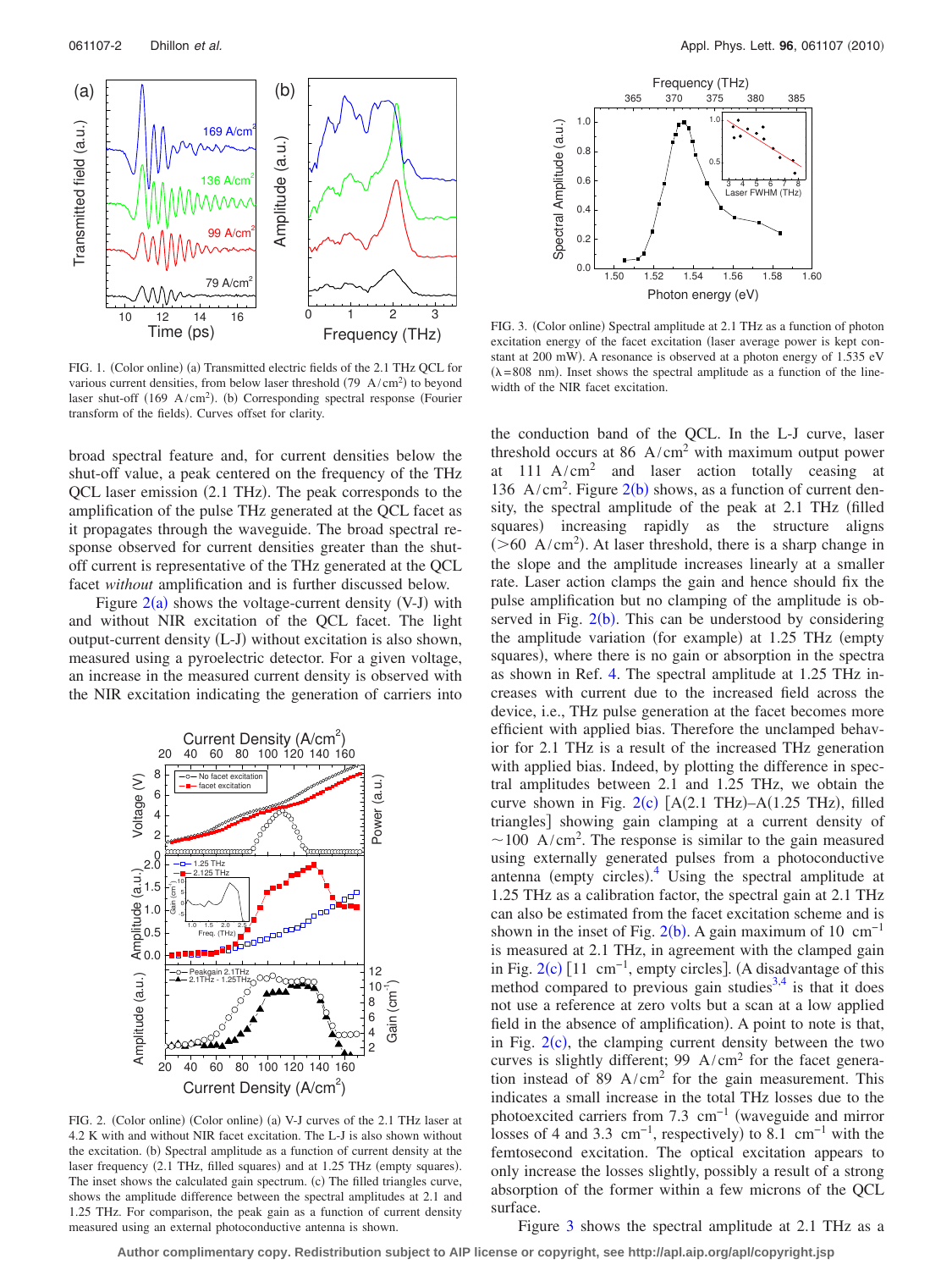FIG. 1. (Color online) (a) Transmitted electric fields of the 2.1 THz QCL for various current densities, from below laser threshold ($79\ \text{A/cm}^2$) to beyond laser shut-off ($169\ \text{A/cm}^2$). (b) Corresponding spectral response (Fourier transform of the fields). Curves offset for clarity.

broad spectral feature and, for current densities below the shut-off value, a peak centered on the frequency of the THz QCL laser emission (2.1 THz). The peak corresponds to the amplification of the pulse THz generated at the QCL facet as it propagates through the waveguide. The broad spectral response observed for current densities greater than the shut-off current is representative of the THz generated at the QCL facet *without* amplification and is further discussed below.

Figure 2(a) shows the voltage-current density (V-J) with and without NIR excitation of the QCL facet. The light output-current density (L-J) without excitation is also shown, measured using a pyroelectric detector. For a given voltage, an increase in the measured current density is observed with the NIR excitation indicating the generation of carriers into the conduction band of the QCL. In the L-J curve, laser threshold occurs at $86\ \text{A/cm}^2$ with maximum output power at $111\ \text{A/cm}^2$ and laser action totally ceasing at $136\ \text{A/cm}^2$. Figure 2(b) shows, as a function of current density, the spectral amplitude of the peak at 2.1 THz (filled squares) increasing rapidly as the structure aligns ($>60\ \text{A/cm}^2$). At laser threshold, there is a sharp change in the slope and the amplitude increases linearly at a smaller rate. Laser action clamps the gain and hence should fix the pulse amplification but no clamping of the amplitude is observed in Fig. 2(b). This can be understood by considering the amplitude variation (for example) at 1.25 THz (empty squares), where there is no gain or absorption in the spectra as shown in Ref. 4. The spectral amplitude at 1.25 THz increases with current due to the increased field across the device, i.e., THz pulse generation at the facet becomes more efficient with applied bias. Therefore the unclamped behavior for 2.1 THz is a result of the increased THz generation with applied bias. Indeed, by plotting the difference in spectral amplitudes between 2.1 and 1.25 THz, we obtain the curve shown in Fig. 2(c) [A(2.1 THz)–A(1.25 THz), filled triangles] showing gain clamping at a current density of $\sim 100\ \text{A/cm}^2$. The response is similar to the gain measured using externally generated pulses from a photoconductive antenna (empty circles).[4] Using the spectral amplitude at 1.25 THz as a calibration factor, the spectral gain at 2.1 THz can also be estimated from the facet excitation scheme and is shown in the inset of Fig. 2(b). A gain maximum of $10\ \text{cm}^{-1}$ is measured at 2.1 THz, in agreement with the clamped gain in Fig. 2(c) [$11\ \text{cm}^{-1}$, empty circles]. (A disadvantage of this method compared to previous gain studies[3,4] is that it does not use a reference at zero volts but a scan at a low applied field in the absence of amplification). A point to note is that, in Fig. 2(c), the clamping current density between the two curves is slightly different; $99\ \text{A/cm}^2$ for the facet generation instead of $89\ \text{A/cm}^2$ for the gain measurement. This indicates a small increase in the total THz losses due to the photoexcited carriers from $7.3\ \text{cm}^{-1}$ (waveguide and mirror losses of 4 and $3.3\ \text{cm}^{-1}$, respectively) to $8.1\ \text{cm}^{-1}$ with the femtosecond excitation. The optical excitation appears to only increase the losses slightly, possibly a result of a strong absorption of the former within a few microns of the QCL surface.

Figure 3 shows the spectral amplitude at 2.1 THz as a

FIG. 2. (Color online) (Color online) (a) V-J curves of the 2.1 THz laser at 4.2 K with and without NIR facet excitation. The L-J is also shown without the excitation. (b) Spectral amplitude as a function of current density at the laser frequency (2.1 THz, filled squares) and at 1.25 THz (empty squares). The inset shows the calculated gain spectrum. (c) The filled triangles curve, shows the amplitude difference between the spectral amplitudes at 2.1 and 1.25 THz. For comparison, the peak gain as a function of current density measured using an external photoconductive antenna is shown.

FIG. 3. (Color online) Spectral amplitude at 2.1 THz as a function of photon excitation energy of the facet excitation (laser average power is kept constant at 200 mW). A resonance is observed at a photon energy of 1.535 eV ($\lambda = 808$ nm). Inset shows the spectral amplitude as a function of the linewidth of the NIR facet excitation.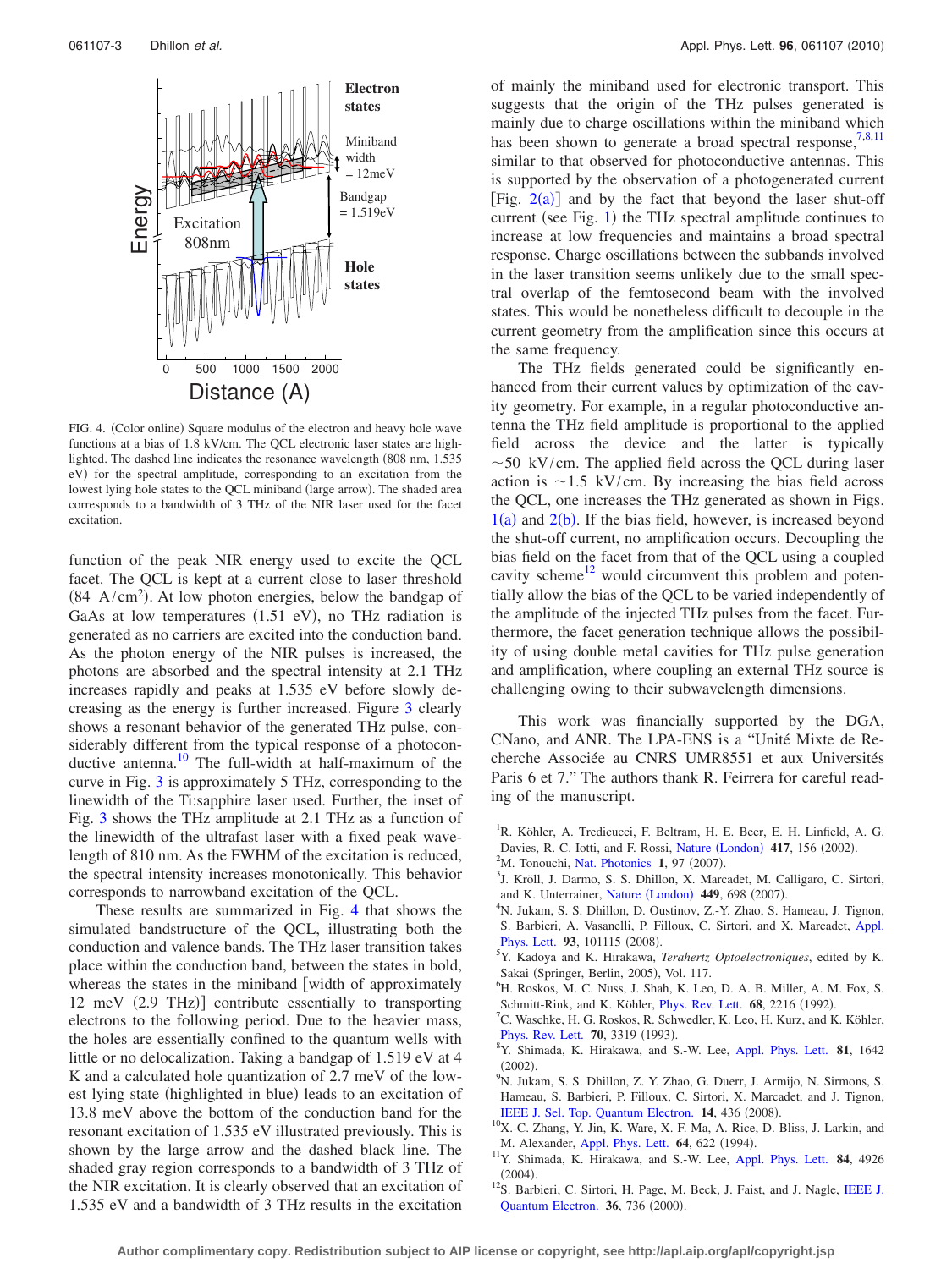Electron states

Miniband width = 12meV

Bandgap = 1.519eV

Energy

Excitation 808nm

Hole states

0 500 1000 1500 2000

Distance (A)

FIG. 4. (Color online) Square modulus of the electron and heavy hole wave functions at a bias of 1.8 kV/cm. The QCL electronic laser states are highlighted. The dashed line indicates the resonance wavelength (808 nm, 1.535 eV) for the spectral amplitude, corresponding to an excitation from the lowest lying hole states to the QCL miniband (large arrow). The shaded area corresponds to a bandwidth of 3 THz of the NIR laser used for the facet excitation.

function of the peak NIR energy used to excite the QCL facet. The QCL is kept at a current close to laser threshold ($84\ \text{A/cm}^2$). At low photon energies, below the bandgap of GaAs at low temperatures (1.51 eV), no THz radiation is generated as no carriers are excited into the conduction band. As the photon energy of the NIR pulses is increased, the photons are absorbed and the spectral intensity at 2.1 THz increases rapidly and peaks at 1.535 eV before slowly decreasing as the energy is further increased. Figure 3 clearly shows a resonant behavior of the generated THz pulse, considerably different from the typical response of a photoconductive antenna.[10] The full-width at half-maximum of the curve in Fig. 3 is approximately 5 THz, corresponding to the linewidth of the Ti:sapphire laser used. Further, the inset of Fig. 3 shows the THz amplitude at 2.1 THz as a function of the linewidth of the ultrafast laser with a fixed peak wavelength of 810 nm. As the FWHM of the excitation is reduced, the spectral intensity increases monotonically. This behavior corresponds to narrowband excitation of the QCL.

These results are summarized in Fig. 4 that shows the simulated bandstructure of the QCL, illustrating both the conduction and valence bands. The THz laser transition takes place within the conduction band, between the states in bold, whereas the states in the miniband [width of approximately 12 meV (2.9 THz)] contribute essentially to transporting electrons to the following period. Due to the heavier mass, the holes are essentially confined to the quantum wells with little or no delocalization. Taking a bandgap of 1.519 eV at 4 K and a calculated hole quantization of 2.7 meV of the lowest lying state (highlighted in blue) leads to an excitation of 13.8 meV above the bottom of the conduction band for the resonant excitation of 1.535 eV illustrated previously. This is shown by the large arrow and the dashed black line. The shaded gray region corresponds to a bandwidth of 3 THz of the NIR excitation. It is clearly observed that an excitation of 1.535 eV and a bandwidth of 3 THz results in the excitation of mainly the miniband used for electronic transport. This suggests that the origin of the THz pulses generated is mainly due to charge oscillations within the miniband which has been shown to generate a broad spectral response,[7,8,11] similar to that observed for photoconductive antennas. This is supported by the observation of a photogenerated current [Fig. 2(a)] and by the fact that beyond the laser shut-off current (see Fig. 1) the THz spectral amplitude continues to increase at low frequencies and maintains a broad spectral response. Charge oscillations between the subbands involved in the laser transition seems unlikely due to the small spectral overlap of the femtosecond beam with the involved states. This would be nonetheless difficult to decouple in the current geometry from the amplification since this occurs at the same frequency.

The THz fields generated could be significantly enhanced from their current values by optimization of the cavity geometry. For example, in a regular photoconductive antenna the THz field amplitude is proportional to the applied field across the device and the latter is typically $\sim 50\ \text{kV/cm}$. The applied field across the QCL during laser action is $\sim 1.5\ \text{kV/cm}$. By increasing the bias field across the QCL, one increases the THz generated as shown in Figs. 1(a) and 2(b). If the bias field, however, is increased beyond the shut-off current, no amplification occurs. Decoupling the bias field on the facet from that of the QCL using a coupled cavity scheme[12] would circumvent this problem and potentially allow the bias of the QCL to be varied independently of the amplitude of the injected THz pulses from the facet. Furthermore, the facet generation technique allows the possibility of using double metal cavities for THz pulse generation and amplification, where coupling an external THz source is challenging owing to their subwavelength dimensions.

This work was financially supported by the DGA, CNano, and ANR. The LPA-ENS is a "Unité Mixte de Recherche Associée au CNRS UMR8551 et aux Universités Paris 6 et 7." The authors thank R. Feirrera for careful reading of the manuscript.

[1] R. Köhler, A. Tredicucci, F. Beltram, H. E. Beer, E. H. Linfield, A. G. Davies, R. C. Iotti, and F. Rossi, Nature (London) **417**, 156 (2002).
[2] M. Tonouchi, Nat. Photonics **1**, 97 (2007).
[3] J. Kröll, J. Darmo, S. S. Dhillon, X. Marcadet, M. Calligaro, C. Sirtori, and K. Unterrainer, Nature (London) **449**, 698 (2007).
[4] N. Jukam, S. S. Dhillon, D. Oustinov, Z.-Y. Zhao, S. Hameau, J. Tignon, S. Barbieri, A. Vasanelli, P. Filloux, C. Sirtori, and X. Marcadet, Appl. Phys. Lett. **93**, 101115 (2008).
[5] Y. Kadoya and K. Hirakawa, *Terahertz Optoelectroniques*, edited by K. Sakai (Springer, Berlin, 2005), Vol. 117.
[6] H. Roskos, M. C. Nuss, J. Shah, K. Leo, D. A. B. Miller, A. M. Fox, S. Schmitt-Rink, and K. Köhler, Phys. Rev. Lett. **68**, 2216 (1992).
[7] C. Waschke, H. G. Roskos, R. Schwedler, K. Leo, H. Kurz, and K. Köhler, Phys. Rev. Lett. **70**, 3319 (1993).
[8] Y. Shimada, K. Hirakawa, and S.-W. Lee, Appl. Phys. Lett. **81**, 1642 (2002).
[9] N. Jukam, S. S. Dhillon, Z. Y. Zhao, G. Duerr, J. Armijo, N. Sirmons, S. Hameau, S. Barbieri, P. Filloux, C. Sirtori, X. Marcadet, and J. Tignon, IEEE J. Sel. Top. Quantum Electron. **14**, 436 (2008).
[10] X.-C. Zhang, Y. Jin, K. Ware, X. F. Ma, A. Rice, D. Bliss, J. Larkin, and M. Alexander, Appl. Phys. Lett. **64**, 622 (1994).
[11] Y. Shimada, K. Hirakawa, and S.-W. Lee, Appl. Phys. Lett. **84**, 4926 (2004).
[12] S. Barbieri, C. Sirtori, H. Page, M. Beck, J. Faist, and J. Nagle, IEEE J. Quantum Electron. **36**, 736 (2000).